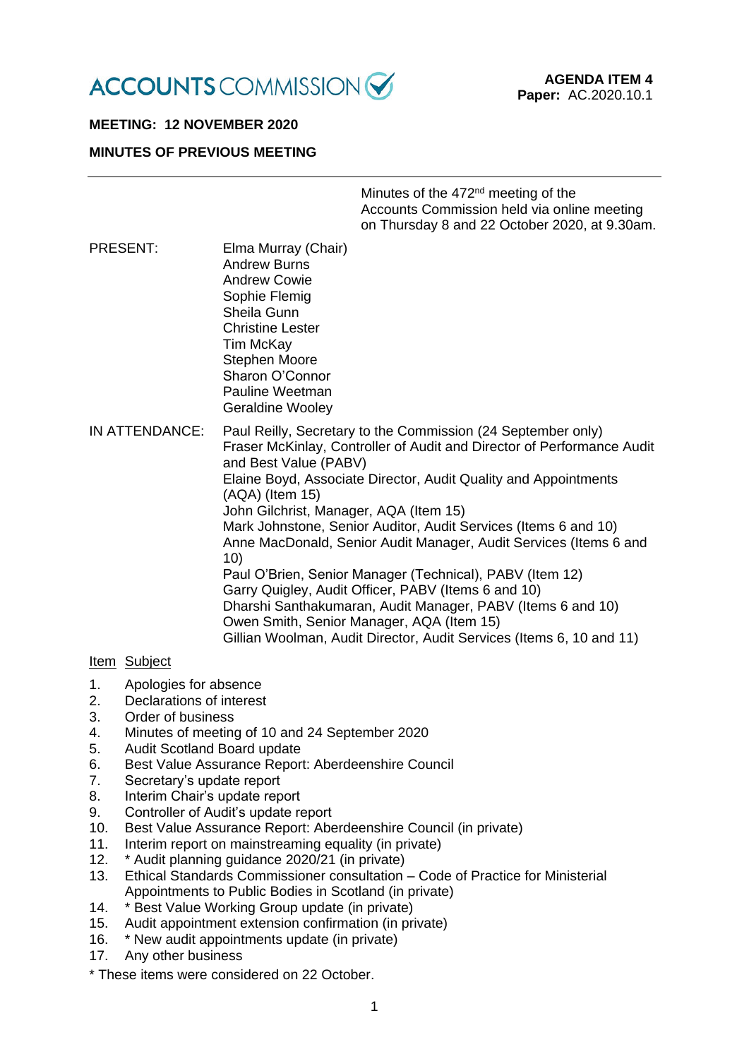ACCOUNTS COMMISSION

**AGENDA ITEM 4**
**Paper:** AC.2020.10.1

**MEETING: 12 NOVEMBER 2020**

**MINUTES OF PREVIOUS MEETING**

---

Minutes of the 472nd meeting of the Accounts Commission held via online meeting on Thursday 8 and 22 October 2020, at 9.30am.

PRESENT:
Elma Murray (Chair)
Andrew Burns
Andrew Cowie
Sophie Flemig
Sheila Gunn
Christine Lester
Tim McKay
Stephen Moore
Sharon O'Connor
Pauline Weetman
Geraldine Wooley

IN ATTENDANCE:
Paul Reilly, Secretary to the Commission (24 September only)
Fraser McKinlay, Controller of Audit and Director of Performance Audit and Best Value (PABV)
Elaine Boyd, Associate Director, Audit Quality and Appointments (AQA) (Item 15)
John Gilchrist, Manager, AQA (Item 15)
Mark Johnstone, Senior Auditor, Audit Services (Items 6 and 10)
Anne MacDonald, Senior Audit Manager, Audit Services (Items 6 and 10)
Paul O'Brien, Senior Manager (Technical), PABV (Item 12)
Garry Quigley, Audit Officer, PABV (Items 6 and 10)
Dharshi Santhakumaran, Audit Manager, PABV (Items 6 and 10)
Owen Smith, Senior Manager, AQA (Item 15)
Gillian Woolman, Audit Director, Audit Services (Items 6, 10 and 11)

| Item | Subject |
|---|---|
| 1. | Apologies for absence |
| 2. | Declarations of interest |
| 3. | Order of business |
| 4. | Minutes of meeting of 10 and 24 September 2020 |
| 5. | Audit Scotland Board update |
| 6. | Best Value Assurance Report: Aberdeenshire Council |
| 7. | Secretary's update report |
| 8. | Interim Chair's update report |
| 9. | Controller of Audit's update report |
| 10. | Best Value Assurance Report: Aberdeenshire Council (in private) |
| 11. | Interim report on mainstreaming equality (in private) |
| 12. | * Audit planning guidance 2020/21 (in private) |
| 13. | Ethical Standards Commissioner consultation – Code of Practice for Ministerial Appointments to Public Bodies in Scotland (in private) |
| 14. | * Best Value Working Group update (in private) |
| 15. | Audit appointment extension confirmation (in private) |
| 16. | * New audit appointments update (in private) |
| 17. | Any other business |

* These items were considered on 22 October.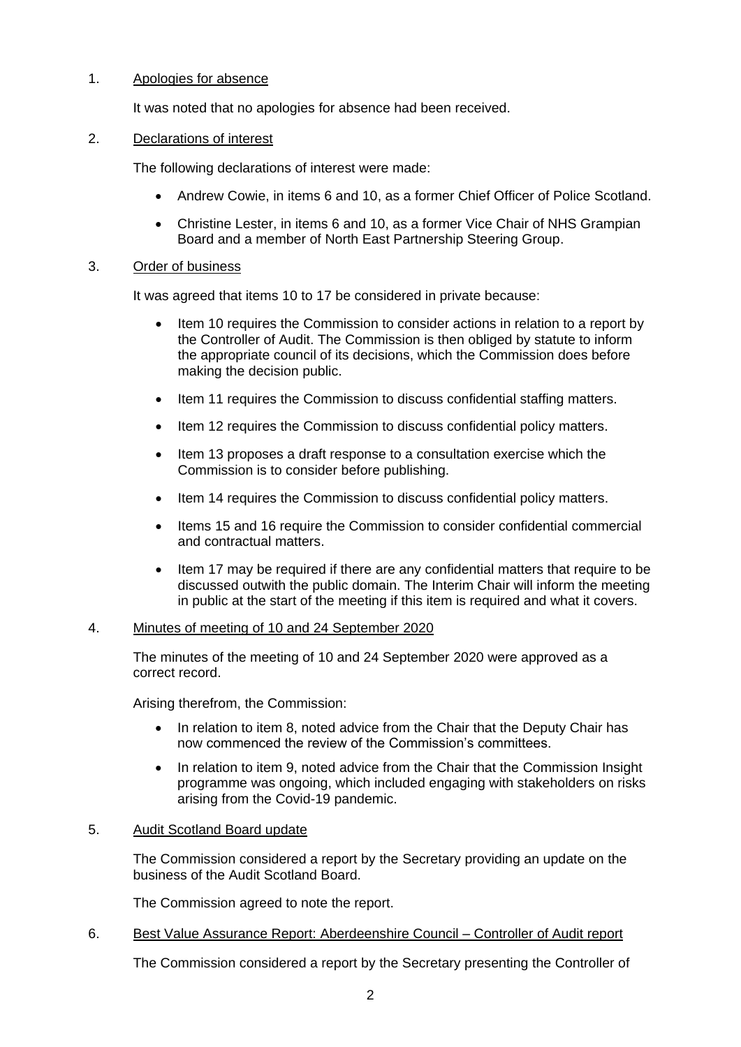1. Apologies for absence

   It was noted that no apologies for absence had been received.

2. Declarations of interest

   The following declarations of interest were made:

   - Andrew Cowie, in items 6 and 10, as a former Chief Officer of Police Scotland.
   - Christine Lester, in items 6 and 10, as a former Vice Chair of NHS Grampian Board and a member of North East Partnership Steering Group.

3. Order of business

   It was agreed that items 10 to 17 be considered in private because:

   - Item 10 requires the Commission to consider actions in relation to a report by the Controller of Audit. The Commission is then obliged by statute to inform the appropriate council of its decisions, which the Commission does before making the decision public.
   - Item 11 requires the Commission to discuss confidential staffing matters.
   - Item 12 requires the Commission to discuss confidential policy matters.
   - Item 13 proposes a draft response to a consultation exercise which the Commission is to consider before publishing.
   - Item 14 requires the Commission to discuss confidential policy matters.
   - Items 15 and 16 require the Commission to consider confidential commercial and contractual matters.
   - Item 17 may be required if there are any confidential matters that require to be discussed outwith the public domain. The Interim Chair will inform the meeting in public at the start of the meeting if this item is required and what it covers.

4. Minutes of meeting of 10 and 24 September 2020

   The minutes of the meeting of 10 and 24 September 2020 were approved as a correct record.

   Arising therefrom, the Commission:

   - In relation to item 8, noted advice from the Chair that the Deputy Chair has now commenced the review of the Commission's committees.
   - In relation to item 9, noted advice from the Chair that the Commission Insight programme was ongoing, which included engaging with stakeholders on risks arising from the Covid-19 pandemic.

5. Audit Scotland Board update

   The Commission considered a report by the Secretary providing an update on the business of the Audit Scotland Board.

   The Commission agreed to note the report.

6. Best Value Assurance Report: Aberdeenshire Council – Controller of Audit report

   The Commission considered a report by the Secretary presenting the Controller of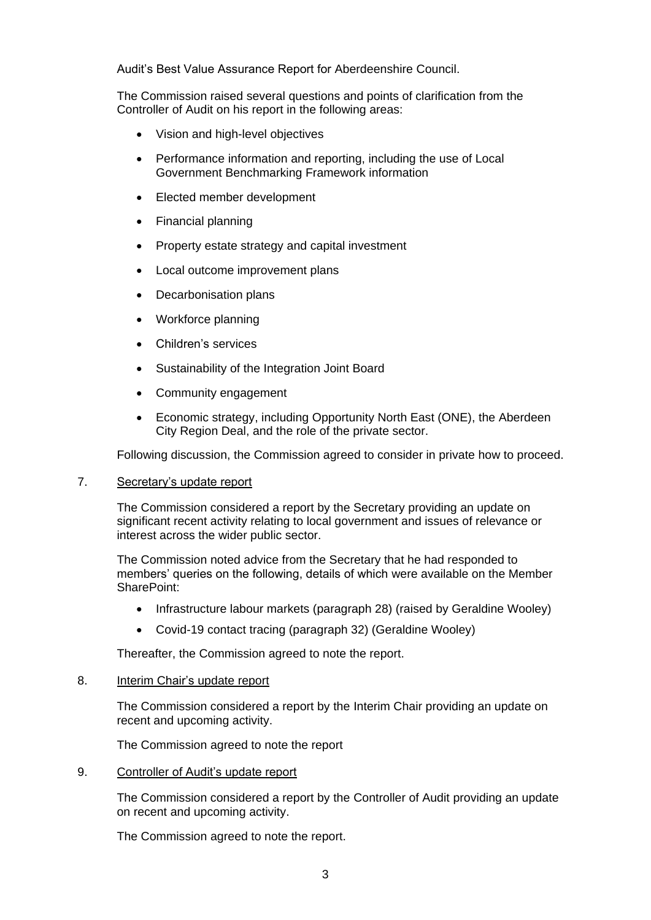Audit's Best Value Assurance Report for Aberdeenshire Council.

The Commission raised several questions and points of clarification from the Controller of Audit on his report in the following areas:

- Vision and high-level objectives
- Performance information and reporting, including the use of Local Government Benchmarking Framework information
- Elected member development
- Financial planning
- Property estate strategy and capital investment
- Local outcome improvement plans
- Decarbonisation plans
- Workforce planning
- Children's services
- Sustainability of the Integration Joint Board
- Community engagement
- Economic strategy, including Opportunity North East (ONE), the Aberdeen City Region Deal, and the role of the private sector.

Following discussion, the Commission agreed to consider in private how to proceed.

7. Secretary's update report

The Commission considered a report by the Secretary providing an update on significant recent activity relating to local government and issues of relevance or interest across the wider public sector.

The Commission noted advice from the Secretary that he had responded to members' queries on the following, details of which were available on the Member SharePoint:

- Infrastructure labour markets (paragraph 28) (raised by Geraldine Wooley)
- Covid-19 contact tracing (paragraph 32) (Geraldine Wooley)

Thereafter, the Commission agreed to note the report.

8. Interim Chair's update report

The Commission considered a report by the Interim Chair providing an update on recent and upcoming activity.

The Commission agreed to note the report

9. Controller of Audit's update report

The Commission considered a report by the Controller of Audit providing an update on recent and upcoming activity.

The Commission agreed to note the report.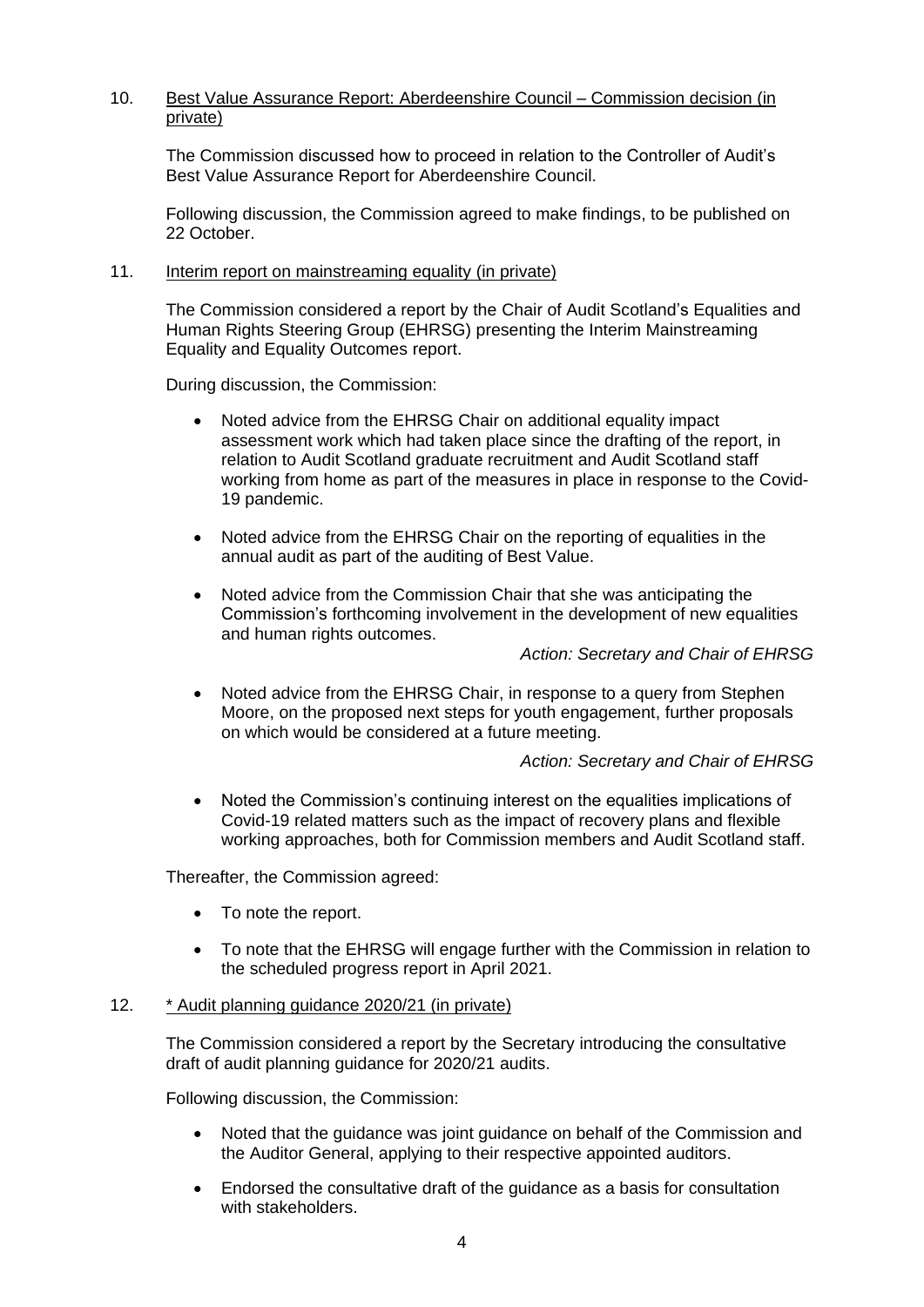10. Best Value Assurance Report: Aberdeenshire Council – Commission decision (in private)

The Commission discussed how to proceed in relation to the Controller of Audit's Best Value Assurance Report for Aberdeenshire Council.

Following discussion, the Commission agreed to make findings, to be published on 22 October.

11. Interim report on mainstreaming equality (in private)

The Commission considered a report by the Chair of Audit Scotland's Equalities and Human Rights Steering Group (EHRSG) presenting the Interim Mainstreaming Equality and Equality Outcomes report.

During discussion, the Commission:

- Noted advice from the EHRSG Chair on additional equality impact assessment work which had taken place since the drafting of the report, in relation to Audit Scotland graduate recruitment and Audit Scotland staff working from home as part of the measures in place in response to the Covid-19 pandemic.
- Noted advice from the EHRSG Chair on the reporting of equalities in the annual audit as part of the auditing of Best Value.
- Noted advice from the Commission Chair that she was anticipating the Commission's forthcoming involvement in the development of new equalities and human rights outcomes.

  *Action: Secretary and Chair of EHRSG*

- Noted advice from the EHRSG Chair, in response to a query from Stephen Moore, on the proposed next steps for youth engagement, further proposals on which would be considered at a future meeting.

  *Action: Secretary and Chair of EHRSG*

- Noted the Commission's continuing interest on the equalities implications of Covid-19 related matters such as the impact of recovery plans and flexible working approaches, both for Commission members and Audit Scotland staff.

Thereafter, the Commission agreed:

- To note the report.
- To note that the EHRSG will engage further with the Commission in relation to the scheduled progress report in April 2021.

12. * Audit planning guidance 2020/21 (in private)

The Commission considered a report by the Secretary introducing the consultative draft of audit planning guidance for 2020/21 audits.

Following discussion, the Commission:

- Noted that the guidance was joint guidance on behalf of the Commission and the Auditor General, applying to their respective appointed auditors.
- Endorsed the consultative draft of the guidance as a basis for consultation with stakeholders.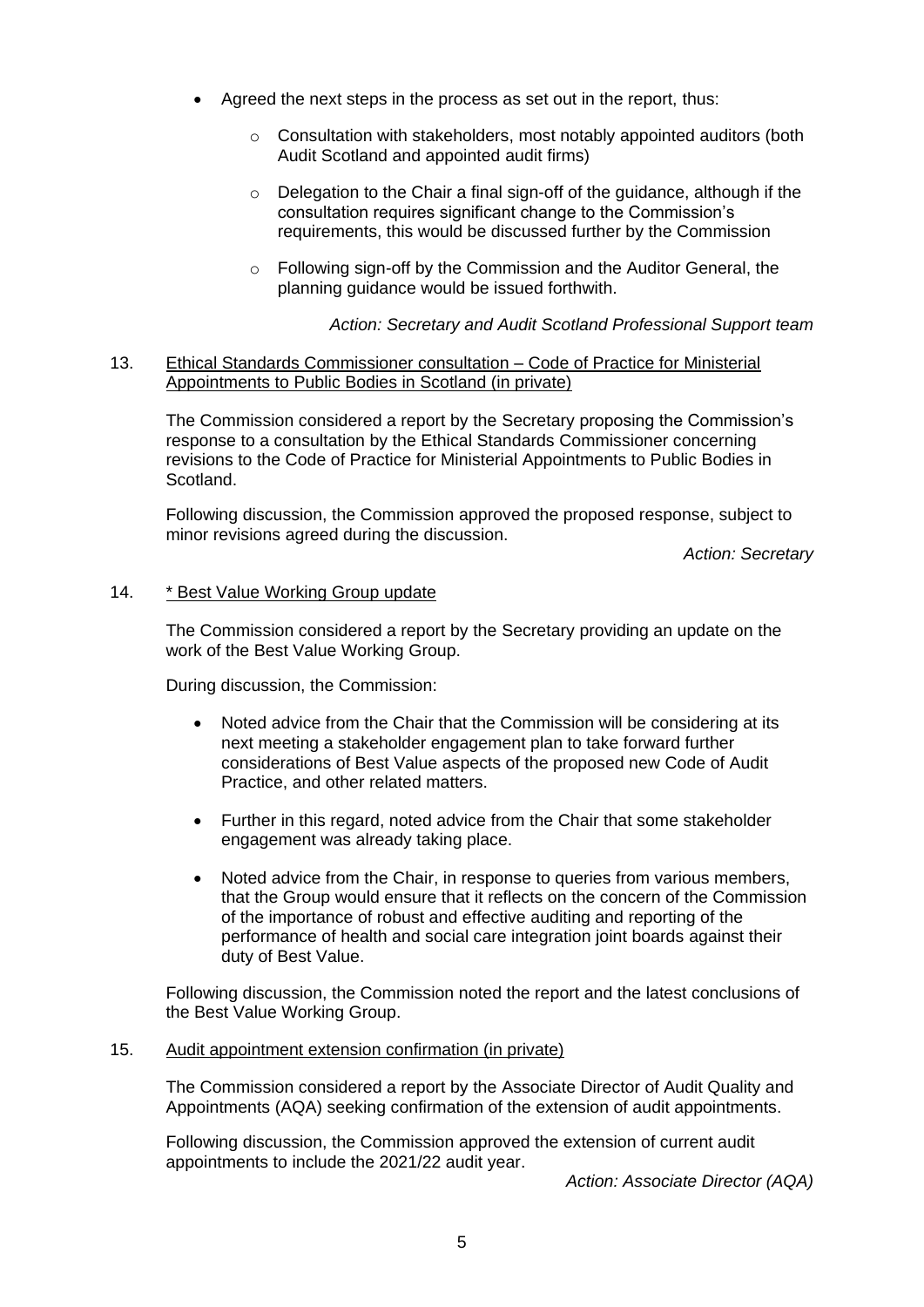- Agreed the next steps in the process as set out in the report, thus:
  - Consultation with stakeholders, most notably appointed auditors (both Audit Scotland and appointed audit firms)
  - Delegation to the Chair a final sign-off of the guidance, although if the consultation requires significant change to the Commission's requirements, this would be discussed further by the Commission
  - Following sign-off by the Commission and the Auditor General, the planning guidance would be issued forthwith.

*Action: Secretary and Audit Scotland Professional Support team*

13. <u>Ethical Standards Commissioner consultation – Code of Practice for Ministerial Appointments to Public Bodies in Scotland (in private)</u>

The Commission considered a report by the Secretary proposing the Commission's response to a consultation by the Ethical Standards Commissioner concerning revisions to the Code of Practice for Ministerial Appointments to Public Bodies in Scotland.

Following discussion, the Commission approved the proposed response, subject to minor revisions agreed during the discussion.

*Action: Secretary*

14. <u>* Best Value Working Group update</u>

The Commission considered a report by the Secretary providing an update on the work of the Best Value Working Group.

During discussion, the Commission:

- Noted advice from the Chair that the Commission will be considering at its next meeting a stakeholder engagement plan to take forward further considerations of Best Value aspects of the proposed new Code of Audit Practice, and other related matters.
- Further in this regard, noted advice from the Chair that some stakeholder engagement was already taking place.
- Noted advice from the Chair, in response to queries from various members, that the Group would ensure that it reflects on the concern of the Commission of the importance of robust and effective auditing and reporting of the performance of health and social care integration joint boards against their duty of Best Value.

Following discussion, the Commission noted the report and the latest conclusions of the Best Value Working Group.

15. <u>Audit appointment extension confirmation (in private)</u>

The Commission considered a report by the Associate Director of Audit Quality and Appointments (AQA) seeking confirmation of the extension of audit appointments.

Following discussion, the Commission approved the extension of current audit appointments to include the 2021/22 audit year.

*Action: Associate Director (AQA)*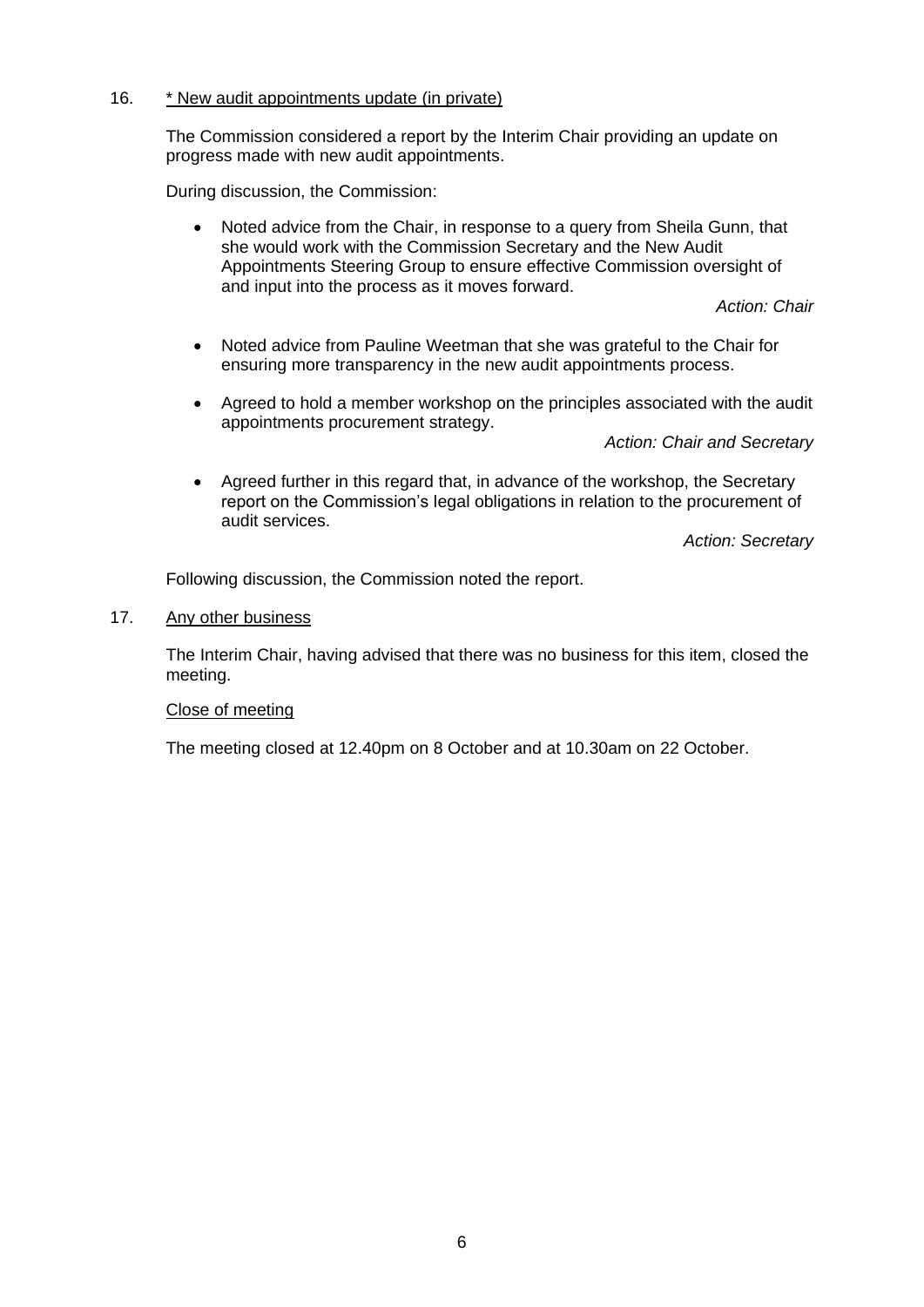16. * New audit appointments update (in private)

The Commission considered a report by the Interim Chair providing an update on progress made with new audit appointments.

During discussion, the Commission:

- Noted advice from the Chair, in response to a query from Sheila Gunn, that she would work with the Commission Secretary and the New Audit Appointments Steering Group to ensure effective Commission oversight of and input into the process as it moves forward.

  *Action: Chair*

- Noted advice from Pauline Weetman that she was grateful to the Chair for ensuring more transparency in the new audit appointments process.

- Agreed to hold a member workshop on the principles associated with the audit appointments procurement strategy.

  *Action: Chair and Secretary*

- Agreed further in this regard that, in advance of the workshop, the Secretary report on the Commission's legal obligations in relation to the procurement of audit services.

  *Action: Secretary*

Following discussion, the Commission noted the report.

17. Any other business

The Interim Chair, having advised that there was no business for this item, closed the meeting.

Close of meeting

The meeting closed at 12.40pm on 8 October and at 10.30am on 22 October.